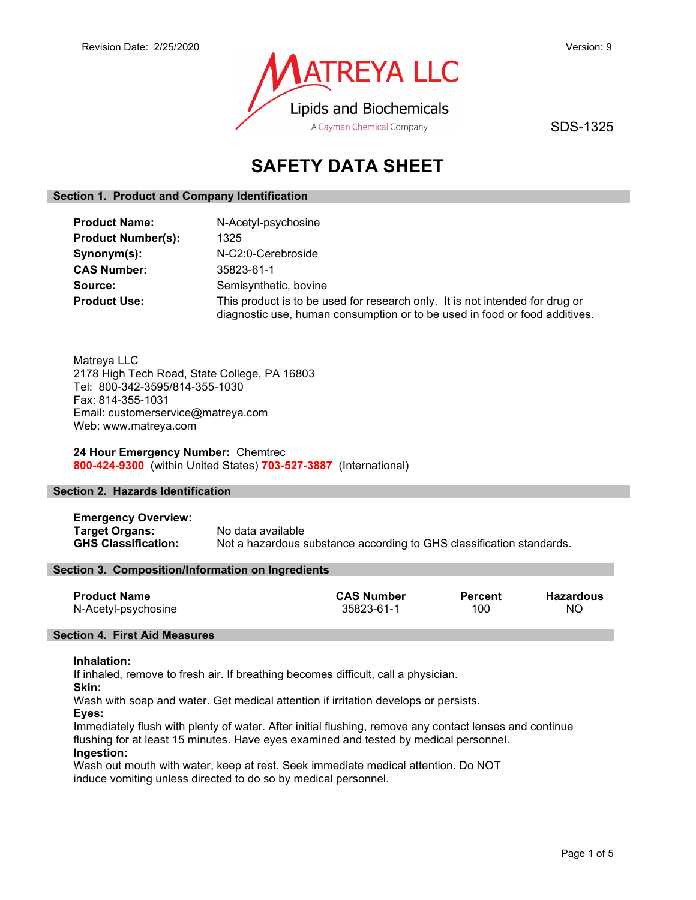Revision Date: 2/25/2020

Version: 9

MATREYA LLC
Lipids and Biochemicals
A Cayman Chemical Company

SDS-1325

# SAFETY DATA SHEET

## Section 1. Product and Company Identification

**Product Name:** N-Acetyl-psychosine
**Product Number(s):** 1325
**Synonym(s):** N-C2:0-Cerebroside
**CAS Number:** 35823-61-1
**Source:** Semisynthetic, bovine
**Product Use:** This product is to be used for research only. It is not intended for drug or diagnostic use, human consumption or to be used in food or food additives.

Matreya LLC
2178 High Tech Road, State College, PA 16803
Tel: 800-342-3595/814-355-1030
Fax: 814-355-1031
Email: customerservice@matreya.com
Web: www.matreya.com

**24 Hour Emergency Number:** Chemtrec
**800-424-9300** (within United States) **703-527-3887** (International)

## Section 2. Hazards Identification

**Emergency Overview:**
**Target Organs:** No data available
**GHS Classification:** Not a hazardous substance according to GHS classification standards.

## Section 3. Composition/Information on Ingredients

| Product Name | CAS Number | Percent | Hazardous |
|---|---|---|---|
| N-Acetyl-psychosine | 35823-61-1 | 100 | NO |

## Section 4. First Aid Measures

**Inhalation:**
If inhaled, remove to fresh air. If breathing becomes difficult, call a physician.
**Skin:**
Wash with soap and water. Get medical attention if irritation develops or persists.
**Eyes:**
Immediately flush with plenty of water. After initial flushing, remove any contact lenses and continue flushing for at least 15 minutes. Have eyes examined and tested by medical personnel.
**Ingestion:**
Wash out mouth with water, keep at rest. Seek immediate medical attention. Do NOT induce vomiting unless directed to do so by medical personnel.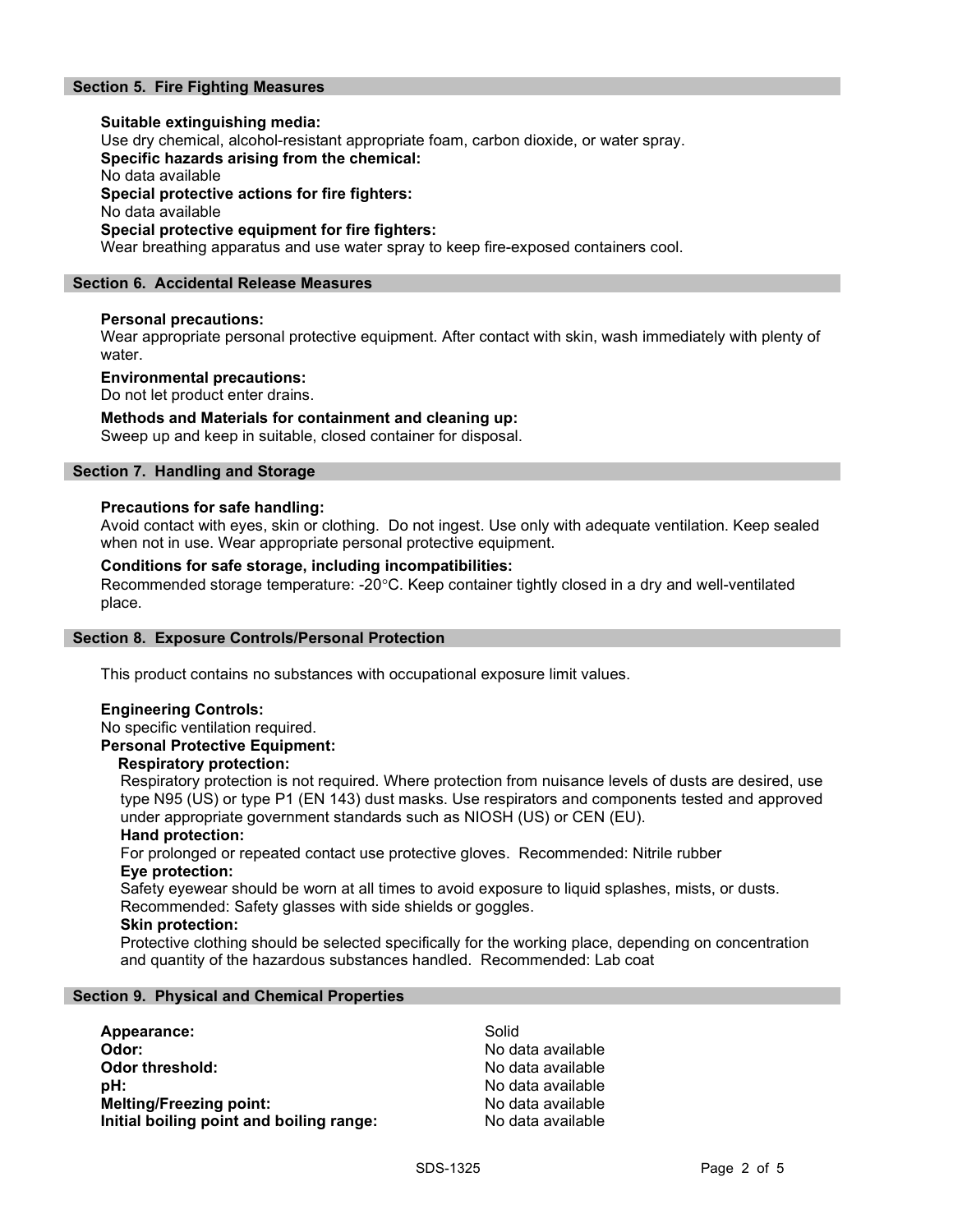## Section 5. Fire Fighting Measures

**Suitable extinguishing media:**
Use dry chemical, alcohol-resistant appropriate foam, carbon dioxide, or water spray.

**Specific hazards arising from the chemical:**
No data available

**Special protective actions for fire fighters:**
No data available

**Special protective equipment for fire fighters:**
Wear breathing apparatus and use water spray to keep fire-exposed containers cool.

## Section 6. Accidental Release Measures

**Personal precautions:**
Wear appropriate personal protective equipment. After contact with skin, wash immediately with plenty of water.

**Environmental precautions:**
Do not let product enter drains.

**Methods and Materials for containment and cleaning up:**
Sweep up and keep in suitable, closed container for disposal.

## Section 7. Handling and Storage

**Precautions for safe handling:**
Avoid contact with eyes, skin or clothing. Do not ingest. Use only with adequate ventilation. Keep sealed when not in use. Wear appropriate personal protective equipment.

**Conditions for safe storage, including incompatibilities:**
Recommended storage temperature: -20°C. Keep container tightly closed in a dry and well-ventilated place.

## Section 8. Exposure Controls/Personal Protection

This product contains no substances with occupational exposure limit values.

**Engineering Controls:**
No specific ventilation required.

**Personal Protective Equipment:**

**Respiratory protection:**
Respiratory protection is not required. Where protection from nuisance levels of dusts are desired, use type N95 (US) or type P1 (EN 143) dust masks. Use respirators and components tested and approved under appropriate government standards such as NIOSH (US) or CEN (EU).

**Hand protection:**
For prolonged or repeated contact use protective gloves. Recommended: Nitrile rubber

**Eye protection:**
Safety eyewear should be worn at all times to avoid exposure to liquid splashes, mists, or dusts. Recommended: Safety glasses with side shields or goggles.

**Skin protection:**
Protective clothing should be selected specifically for the working place, depending on concentration and quantity of the hazardous substances handled. Recommended: Lab coat

## Section 9. Physical and Chemical Properties

| | |
|---|---|
| **Appearance:** | Solid |
| **Odor:** | No data available |
| **Odor threshold:** | No data available |
| **pH:** | No data available |
| **Melting/Freezing point:** | No data available |
| **Initial boiling point and boiling range:** | No data available |

SDS-1325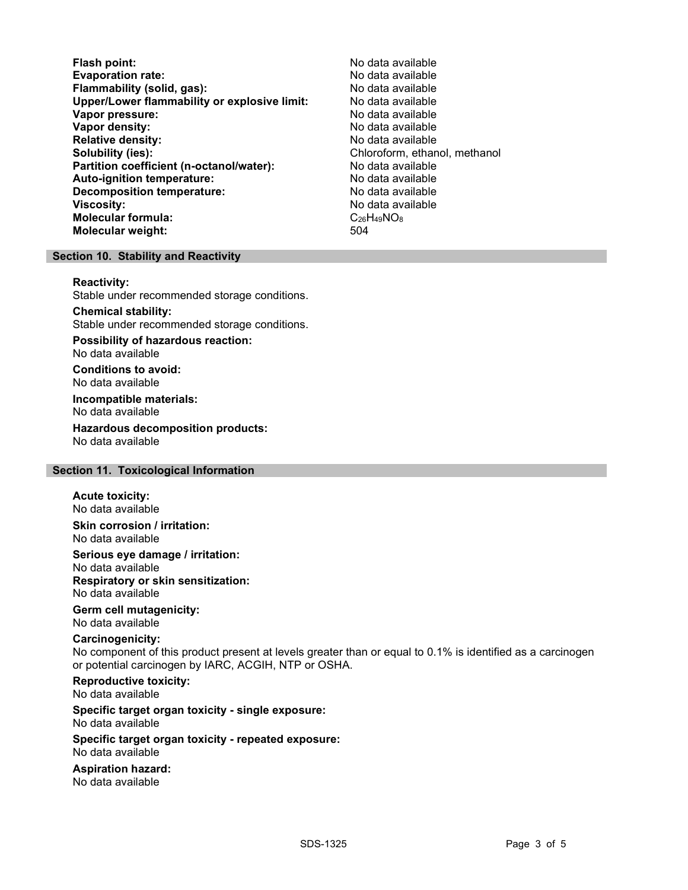| | |
|---|---|
| **Flash point:** | No data available |
| **Evaporation rate:** | No data available |
| **Flammability (solid, gas):** | No data available |
| **Upper/Lower flammability or explosive limit:** | No data available |
| **Vapor pressure:** | No data available |
| **Vapor density:** | No data available |
| **Relative density:** | No data available |
| **Solubility (ies):** | Chloroform, ethanol, methanol |
| **Partition coefficient (n-octanol/water):** | No data available |
| **Auto-ignition temperature:** | No data available |
| **Decomposition temperature:** | No data available |
| **Viscosity:** | No data available |
| **Molecular formula:** | $C_{26}H_{49}NO_8$ |
| **Molecular weight:** | 504 |

## Section 10. Stability and Reactivity

**Reactivity:**
Stable under recommended storage conditions.

**Chemical stability:**
Stable under recommended storage conditions.

**Possibility of hazardous reaction:**
No data available

**Conditions to avoid:**
No data available

**Incompatible materials:**
No data available

**Hazardous decomposition products:**
No data available

## Section 11. Toxicological Information

**Acute toxicity:**
No data available

**Skin corrosion / irritation:**
No data available

**Serious eye damage / irritation:**
No data available

**Respiratory or skin sensitization:**
No data available

**Germ cell mutagenicity:**
No data available

**Carcinogenicity:**
No component of this product present at levels greater than or equal to 0.1% is identified as a carcinogen or potential carcinogen by IARC, ACGIH, NTP or OSHA.

**Reproductive toxicity:**
No data available

**Specific target organ toxicity - single exposure:**
No data available

**Specific target organ toxicity - repeated exposure:**
No data available

**Aspiration hazard:**
No data available

SDS-1325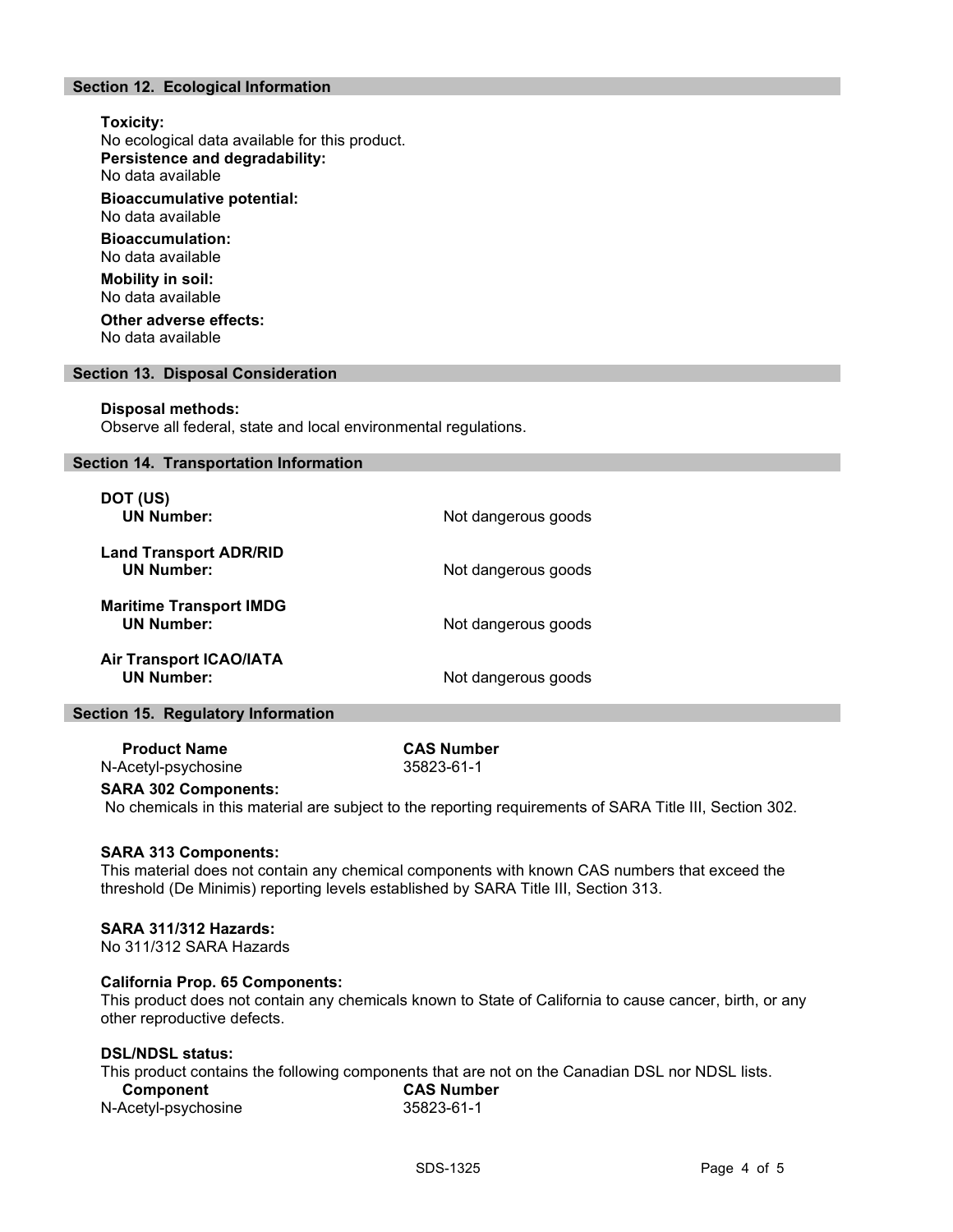## Section 12. Ecological Information

**Toxicity:**
No ecological data available for this product.

**Persistence and degradability:**
No data available

**Bioaccumulative potential:**
No data available

**Bioaccumulation:**
No data available

**Mobility in soil:**
No data available

**Other adverse effects:**
No data available

## Section 13. Disposal Consideration

**Disposal methods:**
Observe all federal, state and local environmental regulations.

## Section 14. Transportation Information

| | |
|---|---|
| **DOT (US)** | |
| **UN Number:** | Not dangerous goods |
| **Land Transport ADR/RID** | |
| **UN Number:** | Not dangerous goods |
| **Maritime Transport IMDG** | |
| **UN Number:** | Not dangerous goods |
| **Air Transport ICAO/IATA** | |
| **UN Number:** | Not dangerous goods |

## Section 15. Regulatory Information

| Product Name | CAS Number |
|---|---|
| N-Acetyl-psychosine | 35823-61-1 |

**SARA 302 Components:**
No chemicals in this material are subject to the reporting requirements of SARA Title III, Section 302.

**SARA 313 Components:**
This material does not contain any chemical components with known CAS numbers that exceed the threshold (De Minimis) reporting levels established by SARA Title III, Section 313.

**SARA 311/312 Hazards:**
No 311/312 SARA Hazards

**California Prop. 65 Components:**
This product does not contain any chemicals known to State of California to cause cancer, birth, or any other reproductive defects.

**DSL/NDSL status:**
This product contains the following components that are not on the Canadian DSL nor NDSL lists.

| Component | CAS Number |
|---|---|
| N-Acetyl-psychosine | 35823-61-1 |

SDS-1325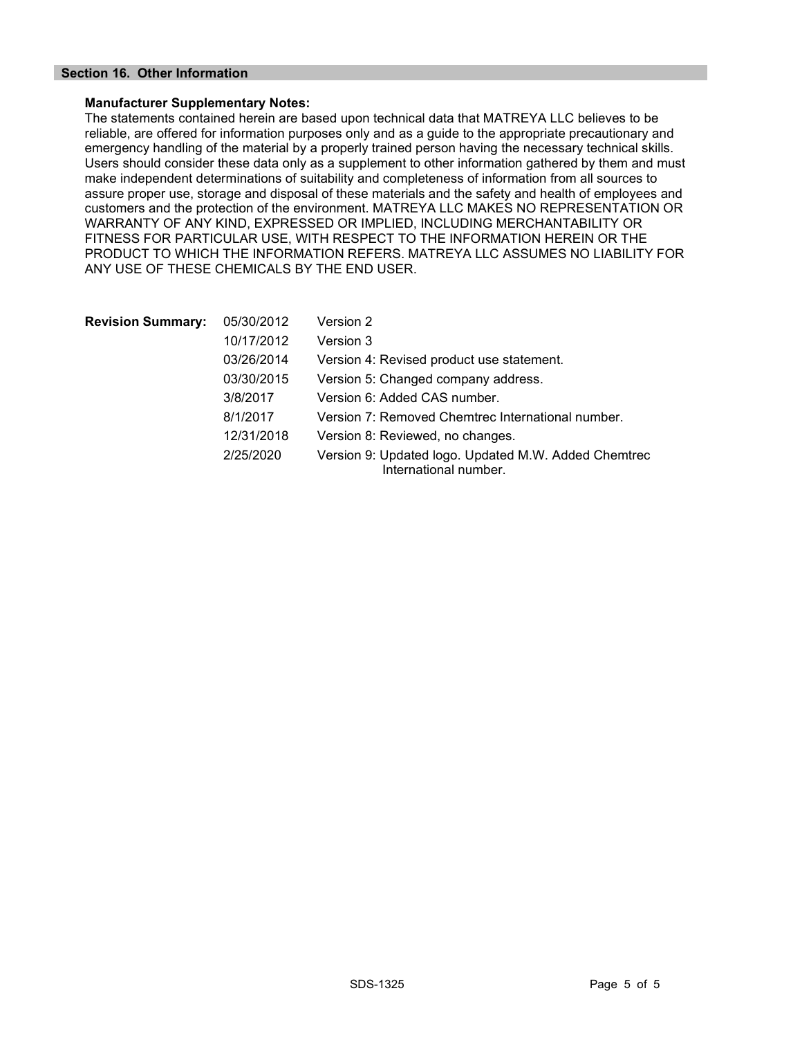## Section 16. Other Information

**Manufacturer Supplementary Notes:**

The statements contained herein are based upon technical data that MATREYA LLC believes to be reliable, are offered for information purposes only and as a guide to the appropriate precautionary and emergency handling of the material by a properly trained person having the necessary technical skills. Users should consider these data only as a supplement to other information gathered by them and must make independent determinations of suitability and completeness of information from all sources to assure proper use, storage and disposal of these materials and the safety and health of employees and customers and the protection of the environment. MATREYA LLC MAKES NO REPRESENTATION OR WARRANTY OF ANY KIND, EXPRESSED OR IMPLIED, INCLUDING MERCHANTABILITY OR FITNESS FOR PARTICULAR USE, WITH RESPECT TO THE INFORMATION HEREIN OR THE PRODUCT TO WHICH THE INFORMATION REFERS. MATREYA LLC ASSUMES NO LIABILITY FOR ANY USE OF THESE CHEMICALS BY THE END USER.

| | | |
|---|---|---|
| **Revision Summary:** | 05/30/2012 | Version 2 |
| | 10/17/2012 | Version 3 |
| | 03/26/2014 | Version 4: Revised product use statement. |
| | 03/30/2015 | Version 5: Changed company address. |
| | 3/8/2017 | Version 6: Added CAS number. |
| | 8/1/2017 | Version 7: Removed Chemtrec International number. |
| | 12/31/2018 | Version 8: Reviewed, no changes. |
| | 2/25/2020 | Version 9: Updated logo. Updated M.W. Added Chemtrec International number. |

SDS-1325